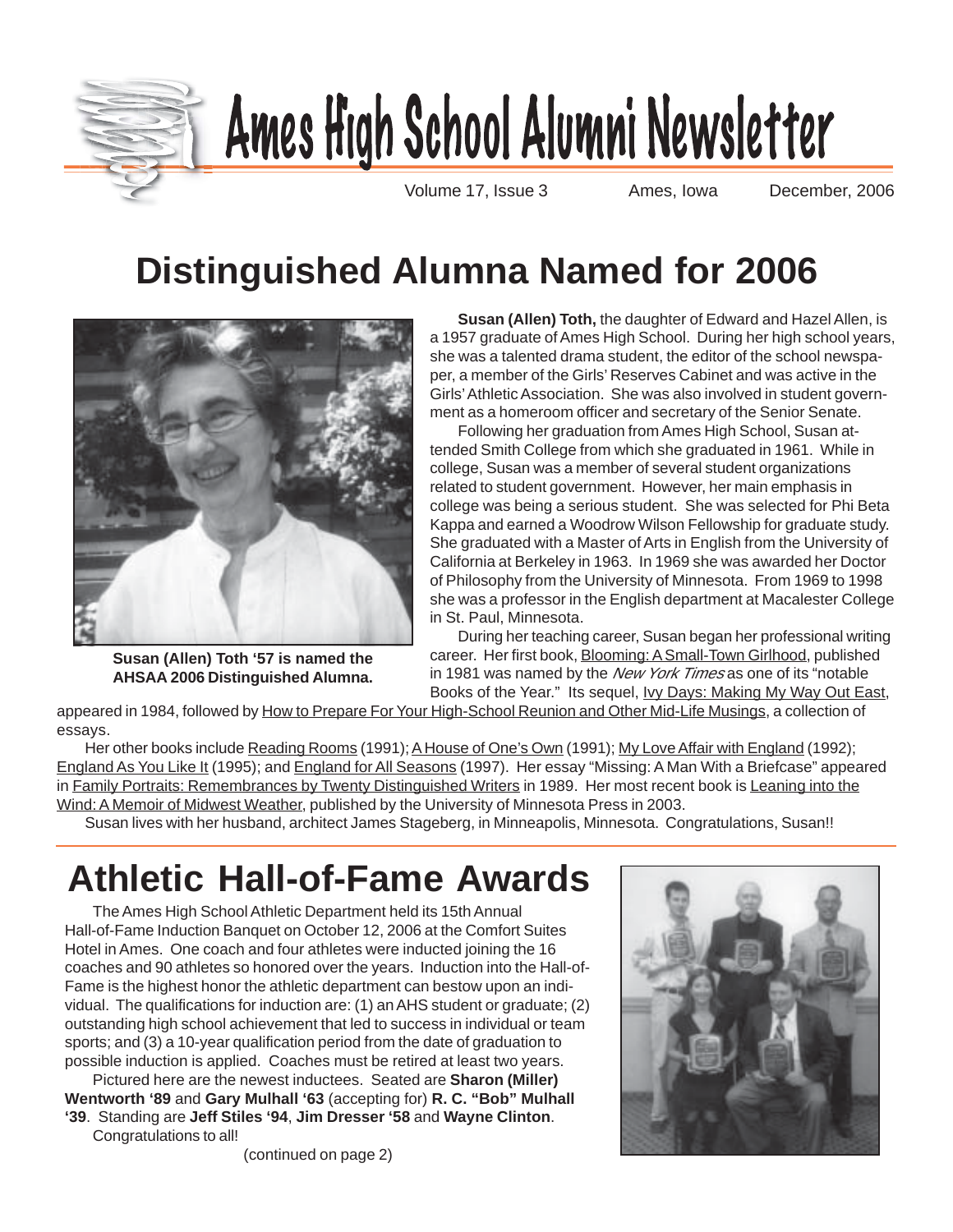# Ames High School Alumni Newsletter

Volume 17, Issue 3 Ames, Iowa December, 2006

## Distinguished Alumna Named for 2006

**Susan (Allen) Toth '57 is named the AHSAA 2006 Distinguished Alumna.**

**Susan (Allen) Toth,** the daughter of Edward and Hazel Allen, is a 1957 graduate of Ames High School. During her high school years, she was a talented drama student, the editor of the school newspaper, a member of the Girls' Reserves Cabinet and was active in the Girls' Athletic Association. She was also involved in student government as a homeroom officer and secretary of the Senior Senate.

Following her graduation from Ames High School, Susan attended Smith College from which she graduated in 1961. While in college, Susan was a member of several student organizations related to student government. However, her main emphasis in college was being a serious student. She was selected for Phi Beta Kappa and earned a Woodrow Wilson Fellowship for graduate study. She graduated with a Master of Arts in English from the University of California at Berkeley in 1963. In 1969 she was awarded her Doctor of Philosophy from the University of Minnesota. From 1969 to 1998 she was a professor in the English department at Macalester College in St. Paul, Minnesota.

During her teaching career, Susan began her professional writing career. Her first book, Blooming: A Small-Town Girlhood, published in 1981 was named by the *New York Times* as one of its "notable Books of the Year." Its sequel, Ivy Days: Making My Way Out East, appeared in 1984, followed by How to Prepare For Your High-School Reunion and Other Mid-Life Musings, a collection of essays.

Her other books include Reading Rooms (1991); A House of One's Own (1991); My Love Affair with England (1992); England As You Like It (1995); and England for All Seasons (1997). Her essay "Missing: A Man With a Briefcase" appeared in Family Portraits: Remembrances by Twenty Distinguished Writers in 1989. Her most recent book is Leaning into the Wind: A Memoir of Midwest Weather, published by the University of Minnesota Press in 2003.

Susan lives with her husband, architect James Stageberg, in Minneapolis, Minnesota. Congratulations, Susan!!

## Athletic Hall-of-Fame Awards

The Ames High School Athletic Department held its 15th Annual Hall-of-Fame Induction Banquet on October 12, 2006 at the Comfort Suites Hotel in Ames. One coach and four athletes were inducted joining the 16 coaches and 90 athletes so honored over the years. Induction into the Hall-of-Fame is the highest honor the athletic department can bestow upon an individual. The qualifications for induction are: (1) an AHS student or graduate; (2) outstanding high school achievement that led to success in individual or team sports; and (3) a 10-year qualification period from the date of graduation to possible induction is applied. Coaches must be retired at least two years.

Pictured here are the newest inductees. Seated are **Sharon (Miller) Wentworth '89** and **Gary Mulhall '63** (accepting for) **R. C. "Bob" Mulhall '39**. Standing are **Jeff Stiles '94**, **Jim Dresser '58** and **Wayne Clinton**.

Congratulations to all!

(continued on page 2)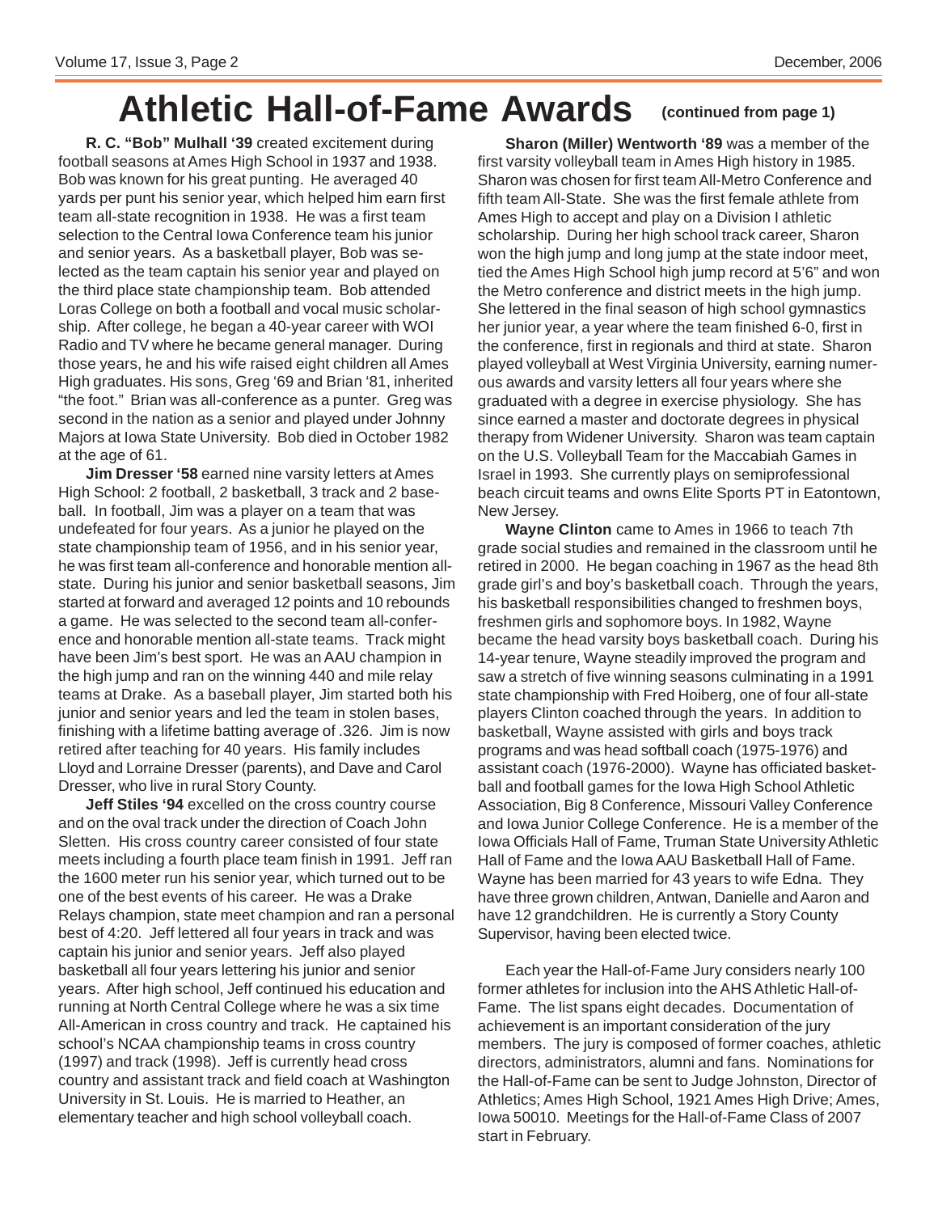# Athletic Hall-of-Fame Awards

**(continued from page 1)**

**R. C. "Bob" Mulhall '39** created excitement during football seasons at Ames High School in 1937 and 1938. Bob was known for his great punting. He averaged 40 yards per punt his senior year, which helped him earn first team all-state recognition in 1938. He was a first team selection to the Central Iowa Conference team his junior and senior years. As a basketball player, Bob was selected as the team captain his senior year and played on the third place state championship team. Bob attended Loras College on both a football and vocal music scholarship. After college, he began a 40-year career with WOI Radio and TV where he became general manager. During those years, he and his wife raised eight children all Ames High graduates. His sons, Greg '69 and Brian '81, inherited "the foot." Brian was all-conference as a punter. Greg was second in the nation as a senior and played under Johnny Majors at Iowa State University. Bob died in October 1982 at the age of 61.

**Jim Dresser '58** earned nine varsity letters at Ames High School: 2 football, 2 basketball, 3 track and 2 baseball. In football, Jim was a player on a team that was undefeated for four years. As a junior he played on the state championship team of 1956, and in his senior year, he was first team all-conference and honorable mention all-state. During his junior and senior basketball seasons, Jim started at forward and averaged 12 points and 10 rebounds a game. He was selected to the second team all-conference and honorable mention all-state teams. Track might have been Jim's best sport. He was an AAU champion in the high jump and ran on the winning 440 and mile relay teams at Drake. As a baseball player, Jim started both his junior and senior years and led the team in stolen bases, finishing with a lifetime batting average of .326. Jim is now retired after teaching for 40 years. His family includes Lloyd and Lorraine Dresser (parents), and Dave and Carol Dresser, who live in rural Story County.

**Jeff Stiles '94** excelled on the cross country course and on the oval track under the direction of Coach John Sletten. His cross country career consisted of four state meets including a fourth place team finish in 1991. Jeff ran the 1600 meter run his senior year, which turned out to be one of the best events of his career. He was a Drake Relays champion, state meet champion and ran a personal best of 4:20. Jeff lettered all four years in track and was captain his junior and senior years. Jeff also played basketball all four years lettering his junior and senior years. After high school, Jeff continued his education and running at North Central College where he was a six time All-American in cross country and track. He captained his school's NCAA championship teams in cross country (1997) and track (1998). Jeff is currently head cross country and assistant track and field coach at Washington University in St. Louis. He is married to Heather, an elementary teacher and high school volleyball coach.

**Sharon (Miller) Wentworth '89** was a member of the first varsity volleyball team in Ames High history in 1985. Sharon was chosen for first team All-Metro Conference and fifth team All-State. She was the first female athlete from Ames High to accept and play on a Division I athletic scholarship. During her high school track career, Sharon won the high jump and long jump at the state indoor meet, tied the Ames High School high jump record at 5'6" and won the Metro conference and district meets in the high jump. She lettered in the final season of high school gymnastics her junior year, a year where the team finished 6-0, first in the conference, first in regionals and third at state. Sharon played volleyball at West Virginia University, earning numerous awards and varsity letters all four years where she graduated with a degree in exercise physiology. She has since earned a master and doctorate degrees in physical therapy from Widener University. Sharon was team captain on the U.S. Volleyball Team for the Maccabiah Games in Israel in 1993. She currently plays on semiprofessional beach circuit teams and owns Elite Sports PT in Eatontown, New Jersey.

**Wayne Clinton** came to Ames in 1966 to teach 7th grade social studies and remained in the classroom until he retired in 2000. He began coaching in 1967 as the head 8th grade girl's and boy's basketball coach. Through the years, his basketball responsibilities changed to freshmen boys, freshmen girls and sophomore boys. In 1982, Wayne became the head varsity boys basketball coach. During his 14-year tenure, Wayne steadily improved the program and saw a stretch of five winning seasons culminating in a 1991 state championship with Fred Hoiberg, one of four all-state players Clinton coached through the years. In addition to basketball, Wayne assisted with girls and boys track programs and was head softball coach (1975-1976) and assistant coach (1976-2000). Wayne has officiated basketball and football games for the Iowa High School Athletic Association, Big 8 Conference, Missouri Valley Conference and Iowa Junior College Conference. He is a member of the Iowa Officials Hall of Fame, Truman State University Athletic Hall of Fame and the Iowa AAU Basketball Hall of Fame. Wayne has been married for 43 years to wife Edna. They have three grown children, Antwan, Danielle and Aaron and have 12 grandchildren. He is currently a Story County Supervisor, having been elected twice.

Each year the Hall-of-Fame Jury considers nearly 100 former athletes for inclusion into the AHS Athletic Hall-of-Fame. The list spans eight decades. Documentation of achievement is an important consideration of the jury members. The jury is composed of former coaches, athletic directors, administrators, alumni and fans. Nominations for the Hall-of-Fame can be sent to Judge Johnston, Director of Athletics; Ames High School, 1921 Ames High Drive; Ames, Iowa 50010. Meetings for the Hall-of-Fame Class of 2007 start in February.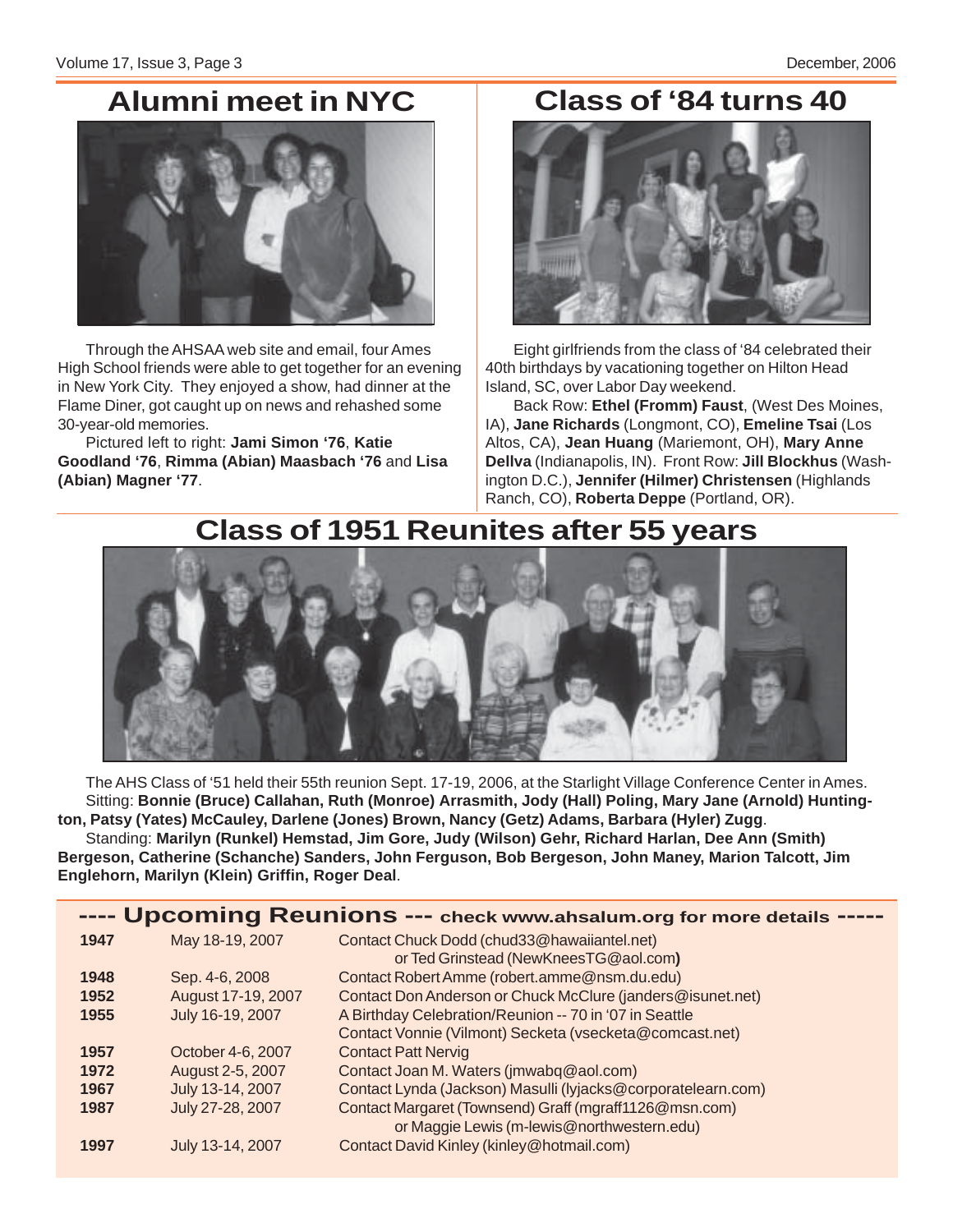## Alumni meet in NYC

Through the AHSAA web site and email, four Ames High School friends were able to get together for an evening in New York City. They enjoyed a show, had dinner at the Flame Diner, got caught up on news and rehashed some 30-year-old memories.

Pictured left to right: **Jami Simon '76**, **Katie Goodland '76**, **Rimma (Abian) Maasbach '76** and **Lisa (Abian) Magner '77**.

## Class of '84 turns 40

Eight girlfriends from the class of '84 celebrated their 40th birthdays by vacationing together on Hilton Head Island, SC, over Labor Day weekend.

Back Row: **Ethel (Fromm) Faust**, (West Des Moines, IA), **Jane Richards** (Longmont, CO), **Emeline Tsai** (Los Altos, CA), **Jean Huang** (Mariemont, OH), **Mary Anne Dellva** (Indianapolis, IN). Front Row: **Jill Blockhus** (Washington D.C.), **Jennifer (Hilmer) Christensen** (Highlands Ranch, CO), **Roberta Deppe** (Portland, OR).

## Class of 1951 Reunites after 55 years

The AHS Class of '51 held their 55th reunion Sept. 17-19, 2006, at the Starlight Village Conference Center in Ames.

Sitting: **Bonnie (Bruce) Callahan, Ruth (Monroe) Arrasmith, Jody (Hall) Poling, Mary Jane (Arnold) Huntington, Patsy (Yates) McCauley, Darlene (Jones) Brown, Nancy (Getz) Adams, Barbara (Hyler) Zugg**.

Standing: **Marilyn (Runkel) Hemstad, Jim Gore, Judy (Wilson) Gehr, Richard Harlan, Dee Ann (Smith) Bergeson, Catherine (Schanche) Sanders, John Ferguson, Bob Bergeson, John Maney, Marion Talcott, Jim Englehorn, Marilyn (Klein) Griffin, Roger Deal**.

## ---- Upcoming Reunions --- check www.ahsalum.org for more details -----

| | | |
|---|---|---|
| **1947** | May 18-19, 2007 | Contact Chuck Dodd (chud33@hawaiiantel.net) or Ted Grinstead (NewKneesTG@aol.com) |
| **1948** | Sep. 4-6, 2008 | Contact Robert Amme (robert.amme@nsm.du.edu) |
| **1952** | August 17-19, 2007 | Contact Don Anderson or Chuck McClure (janders@isunet.net) |
| **1955** | July 16-19, 2007 | A Birthday Celebration/Reunion -- 70 in '07 in Seattle. Contact Vonnie (Vilmont) Secketa (vsecketa@comcast.net) |
| **1957** | October 4-6, 2007 | Contact Patt Nervig |
| **1972** | August 2-5, 2007 | Contact Joan M. Waters (jmwabq@aol.com) |
| **1967** | July 13-14, 2007 | Contact Lynda (Jackson) Masulli (lyjacks@corporatelearn.com) |
| **1987** | July 27-28, 2007 | Contact Margaret (Townsend) Graff (mgraff1126@msn.com) or Maggie Lewis (m-lewis@northwestern.edu) |
| **1997** | July 13-14, 2007 | Contact David Kinley (kinley@hotmail.com) |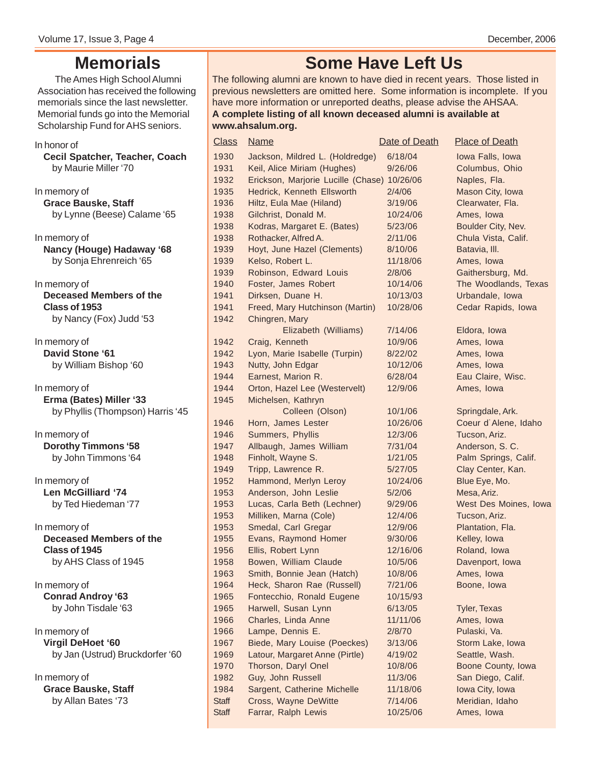# Memorials

The Ames High School Alumni Association has received the following memorials since the last newsletter. Memorial funds go into the Memorial Scholarship Fund for AHS seniors.

In honor of
**Cecil Spatcher, Teacher, Coach**
by Maurie Miller '70

In memory of
**Grace Bauske, Staff**
by Lynne (Beese) Calame '65

In memory of
**Nancy (Houge) Hadaway '68**
by Sonja Ehrenreich '65

In memory of
**Deceased Members of the Class of 1953**
by Nancy (Fox) Judd '53

In memory of
**David Stone '61**
by William Bishop '60

In memory of
**Erma (Bates) Miller '33**
by Phyllis (Thompson) Harris '45

In memory of
**Dorothy Timmons '58**
by John Timmons '64

In memory of
**Len McGilliard '74**
by Ted Hiedeman '77

In memory of
**Deceased Members of the Class of 1945**
by AHS Class of 1945

In memory of
**Conrad Androy '63**
by John Tisdale '63

In memory of
**Virgil DeHoet '60**
by Jan (Ustrud) Bruckdorfer '60

In memory of
**Grace Bauske, Staff**
by Allan Bates '73

# Some Have Left Us

The following alumni are known to have died in recent years. Those listed in previous newsletters are omitted here. Some information is incomplete. If you have more information or unreported deaths, please advise the AHSAA.
**A complete listing of all known deceased alumni is available at www.ahsalum.org.**

| Class | Name | Date of Death | Place of Death |
|---|---|---|---|
| 1930 | Jackson, Mildred L. (Holdredge) | 6/18/04 | Iowa Falls, Iowa |
| 1931 | Keil, Alice Miriam (Hughes) | 9/26/06 | Columbus, Ohio |
| 1932 | Erickson, Marjorie Lucille (Chase) | 10/26/06 | Naples, Fla. |
| 1935 | Hedrick, Kenneth Ellsworth | 2/4/06 | Mason City, Iowa |
| 1936 | Hiltz, Eula Mae (Hiland) | 3/19/06 | Clearwater, Fla. |
| 1938 | Gilchrist, Donald M. | 10/24/06 | Ames, Iowa |
| 1938 | Kodras, Margaret E. (Bates) | 5/23/06 | Boulder City, Nev. |
| 1938 | Rothacker, Alfred A. | 2/11/06 | Chula Vista, Calif. |
| 1939 | Hoyt, June Hazel (Clements) | 8/10/06 | Batavia, Ill. |
| 1939 | Kelso, Robert L. | 11/18/06 | Ames, Iowa |
| 1939 | Robinson, Edward Louis | 2/8/06 | Gaithersburg, Md. |
| 1940 | Foster, James Robert | 10/14/06 | The Woodlands, Texas |
| 1941 | Dirksen, Duane H. | 10/13/03 | Urbandale, Iowa |
| 1941 | Freed, Mary Hutchinson (Martin) | 10/28/06 | Cedar Rapids, Iowa |
| 1942 | Chingren, Mary Elizabeth (Williams) | 7/14/06 | Eldora, Iowa |
| 1942 | Craig, Kenneth | 10/9/06 | Ames, Iowa |
| 1942 | Lyon, Marie Isabelle (Turpin) | 8/22/02 | Ames, Iowa |
| 1943 | Nutty, John Edgar | 10/12/06 | Ames, Iowa |
| 1944 | Earnest, Marion R. | 6/28/04 | Eau Claire, Wisc. |
| 1944 | Orton, Hazel Lee (Westervelt) | 12/9/06 | Ames, Iowa |
| 1945 | Michelsen, Kathryn Colleen (Olson) | 10/1/06 | Springdale, Ark. |
| 1946 | Horn, James Lester | 10/26/06 | Coeur d'Alene, Idaho |
| 1946 | Summers, Phyllis | 12/3/06 | Tucson, Ariz. |
| 1947 | Allbaugh, James William | 7/31/04 | Anderson, S. C. |
| 1948 | Finholt, Wayne S. | 1/21/05 | Palm Springs, Calif. |
| 1949 | Tripp, Lawrence R. | 5/27/05 | Clay Center, Kan. |
| 1952 | Hammond, Merlyn Leroy | 10/24/06 | Blue Eye, Mo. |
| 1953 | Anderson, John Leslie | 5/2/06 | Mesa, Ariz. |
| 1953 | Lucas, Carla Beth (Lechner) | 9/29/06 | West Des Moines, Iowa |
| 1953 | Milliken, Marna (Cole) | 12/4/06 | Tucson, Ariz. |
| 1953 | Smedal, Carl Gregar | 12/9/06 | Plantation, Fla. |
| 1955 | Evans, Raymond Homer | 9/30/06 | Kelley, Iowa |
| 1956 | Ellis, Robert Lynn | 12/16/06 | Roland, Iowa |
| 1958 | Bowen, William Claude | 10/5/06 | Davenport, Iowa |
| 1963 | Smith, Bonnie Jean (Hatch) | 10/8/06 | Ames, Iowa |
| 1964 | Heck, Sharon Rae (Russell) | 7/21/06 | Boone, Iowa |
| 1965 | Fontecchio, Ronald Eugene | 10/15/93 | |
| 1965 | Harwell, Susan Lynn | 6/13/05 | Tyler, Texas |
| 1966 | Charles, Linda Anne | 11/11/06 | Ames, Iowa |
| 1966 | Lampe, Dennis E. | 2/8/70 | Pulaski, Va. |
| 1967 | Biede, Mary Louise (Poeckes) | 3/13/06 | Storm Lake, Iowa |
| 1969 | Latour, Margaret Anne (Pirtle) | 4/19/02 | Seattle, Wash. |
| 1970 | Thorson, Daryl Onel | 10/8/06 | Boone County, Iowa |
| 1982 | Guy, John Russell | 11/3/06 | San Diego, Calif. |
| 1984 | Sargent, Catherine Michelle | 11/18/06 | Iowa City, Iowa |
| Staff | Cross, Wayne DeWitte | 7/14/06 | Meridian, Idaho |
| Staff | Farrar, Ralph Lewis | 10/25/06 | Ames, Iowa |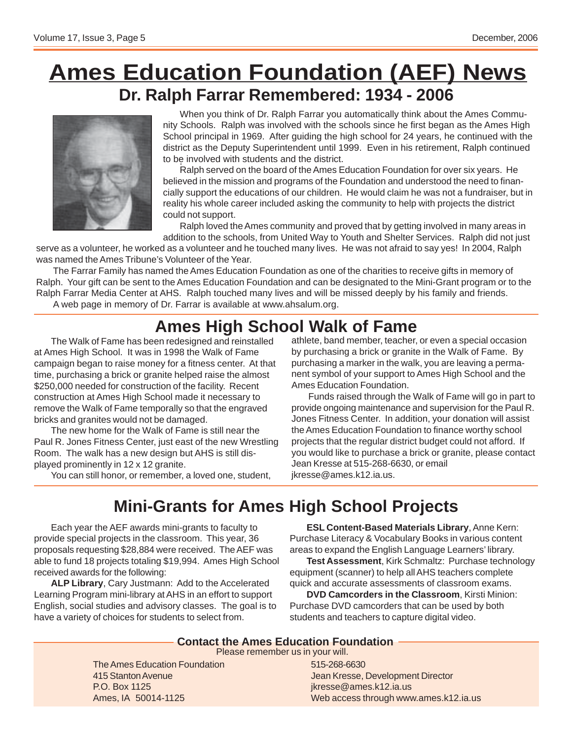# Ames Education Foundation (AEF) News

## Dr. Ralph Farrar Remembered: 1934 - 2006

When you think of Dr. Ralph Farrar you automatically think about the Ames Community Schools. Ralph was involved with the schools since he first began as the Ames High School principal in 1969. After guiding the high school for 24 years, he continued with the district as the Deputy Superintendent until 1999. Even in his retirement, Ralph continued to be involved with students and the district.

Ralph served on the board of the Ames Education Foundation for over six years. He believed in the mission and programs of the Foundation and understood the need to financially support the educations of our children. He would claim he was not a fundraiser, but in reality his whole career included asking the community to help with projects the district could not support.

Ralph loved the Ames community and proved that by getting involved in many areas in addition to the schools, from United Way to Youth and Shelter Services. Ralph did not just serve as a volunteer, he worked as a volunteer and he touched many lives. He was not afraid to say yes! In 2004, Ralph was named the Ames Tribune's Volunteer of the Year.

The Farrar Family has named the Ames Education Foundation as one of the charities to receive gifts in memory of Ralph. Your gift can be sent to the Ames Education Foundation and can be designated to the Mini-Grant program or to the Ralph Farrar Media Center at AHS. Ralph touched many lives and will be missed deeply by his family and friends.

A web page in memory of Dr. Farrar is available at www.ahsalum.org.

## Ames High School Walk of Fame

The Walk of Fame has been redesigned and reinstalled at Ames High School. It was in 1998 the Walk of Fame campaign began to raise money for a fitness center. At that time, purchasing a brick or granite helped raise the almost $250,000 needed for construction of the facility. Recent construction at Ames High School made it necessary to remove the Walk of Fame temporally so that the engraved bricks and granites would not be damaged.

The new home for the Walk of Fame is still near the Paul R. Jones Fitness Center, just east of the new Wrestling Room. The walk has a new design but AHS is still displayed prominently in 12 x 12 granite.

You can still honor, or remember, a loved one, student, athlete, band member, teacher, or even a special occasion by purchasing a brick or granite in the Walk of Fame. By purchasing a marker in the walk, you are leaving a permanent symbol of your support to Ames High School and the Ames Education Foundation.

Funds raised through the Walk of Fame will go in part to provide ongoing maintenance and supervision for the Paul R. Jones Fitness Center. In addition, your donation will assist the Ames Education Foundation to finance worthy school projects that the regular district budget could not afford. If you would like to purchase a brick or granite, please contact Jean Kresse at 515-268-6630, or email jkresse@ames.k12.ia.us.

## Mini-Grants for Ames High School Projects

Each year the AEF awards mini-grants to faculty to provide special projects in the classroom. This year, 36 proposals requesting $28,884 were received. The AEF was able to fund 18 projects totaling $19,994. Ames High School received awards for the following:

**ALP Library**, Cary Justmann: Add to the Accelerated Learning Program mini-library at AHS in an effort to support English, social studies and advisory classes. The goal is to have a variety of choices for students to select from.

**ESL Content-Based Materials Library**, Anne Kern: Purchase Literacy & Vocabulary Books in various content areas to expand the English Language Learners' library.

**Test Assessment**, Kirk Schmaltz: Purchase technology equipment (scanner) to help all AHS teachers complete quick and accurate assessments of classroom exams.

**DVD Camcorders in the Classroom**, Kirsti Minion: Purchase DVD camcorders that can be used by both students and teachers to capture digital video.

### Contact the Ames Education Foundation

Please remember us in your will.

The Ames Education Foundation
415 Stanton Avenue
P.O. Box 1125
Ames, IA 50014-1125

515-268-6630
Jean Kresse, Development Director
jkresse@ames.k12.ia.us
Web access through www.ames.k12.ia.us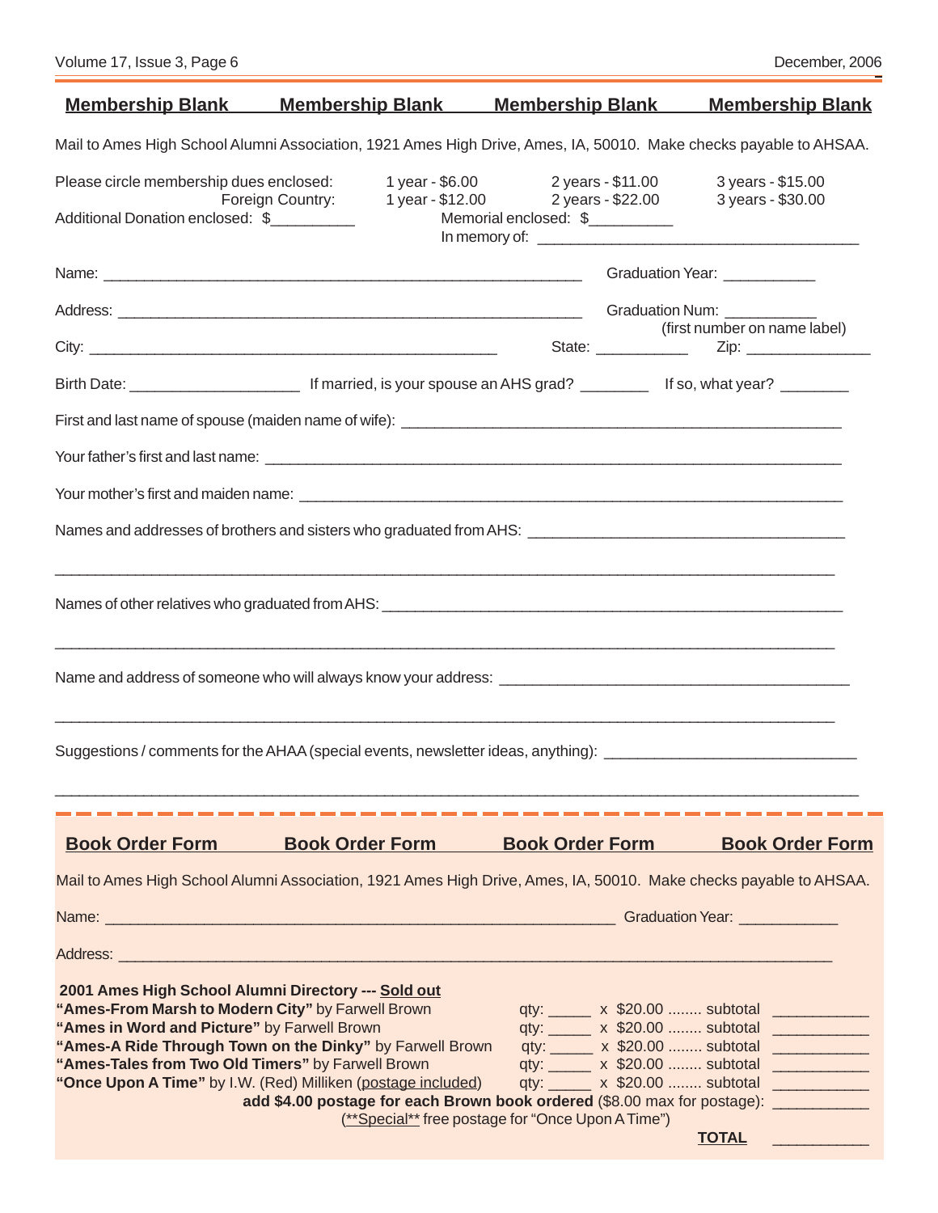## Membership Blank Membership Blank Membership Blank Membership Blank

Mail to Ames High School Alumni Association, 1921 Ames High Drive, Ames, IA, 50010. Make checks payable to AHSAA.

| Please circle membership dues enclosed: | 1 year - $6.00 | 2 years - $11.00 | 3 years - $15.00 |
|---|---|---|---|
| Foreign Country: | 1 year - $12.00 | 2 years - $22.00 | 3 years - $30.00 |

Additional Donation enclosed: $__________ Memorial enclosed: $__________

In memory of: ________________________________________

Name: ____________________________________________________________ Graduation Year: ___________

Address: __________________________________________________________ Graduation Num: ___________ (first number on name label)

City: __________________________________________________ State: ___________ Zip: _______________

Birth Date: ____________________ If married, is your spouse an AHS grad? ________ If so, what year? ________

First and last name of spouse (maiden name of wife): _______________________________________________________

Your father's first and last name: ________________________________________________________________________

Your mother's first and maiden name: ______________________________________________________________________

Names and addresses of brothers and sisters who graduated from AHS: _______________________________________

_____________________________________________________________________________________________

Names of other relatives who graduated from AHS: ___________________________________________________________

_____________________________________________________________________________________________

Name and address of someone who will always know your address: __________________________________________

_____________________________________________________________________________________________

Suggestions / comments for the AHAA (special events, newsletter ideas, anything): ______________________________

_____________________________________________________________________________________________

## Book Order Form Book Order Form Book Order Form Book Order Form

Mail to Ames High School Alumni Association, 1921 Ames High Drive, Ames, IA, 50010. Make checks payable to AHSAA.

Name: _______________________________________________________________ Graduation Year: ____________

Address: _____________________________________________________________________________________

**2001 Ames High School Alumni Directory ---** **Sold out**

| Title | Qty | Price | Subtotal |
|---|---|---|---|
| **"Ames-From Marsh to Modern City"** by Farwell Brown | qty: _____ | x $20.00 ........ subtotal | ___________ |
| **"Ames in Word and Picture"** by Farwell Brown | qty: _____ | x $20.00 ........ subtotal | ___________ |
| **"Ames-A Ride Through Town on the Dinky"** by Farwell Brown | qty: _____ | x $20.00 ........ subtotal | ___________ |
| **"Ames-Tales from Two Old Timers"** by Farwell Brown | qty: _____ | x $20.00 ........ subtotal | ___________ |
| **"Once Upon A Time"** by I.W. (Red) Milliken (postage included) | qty: _____ | x $20.00 ........ subtotal | ___________ |

**add $4.00 postage for each Brown book ordered** ($8.00 max for postage): ___________

(**Special** free postage for "Once Upon A Time")

**TOTAL** ___________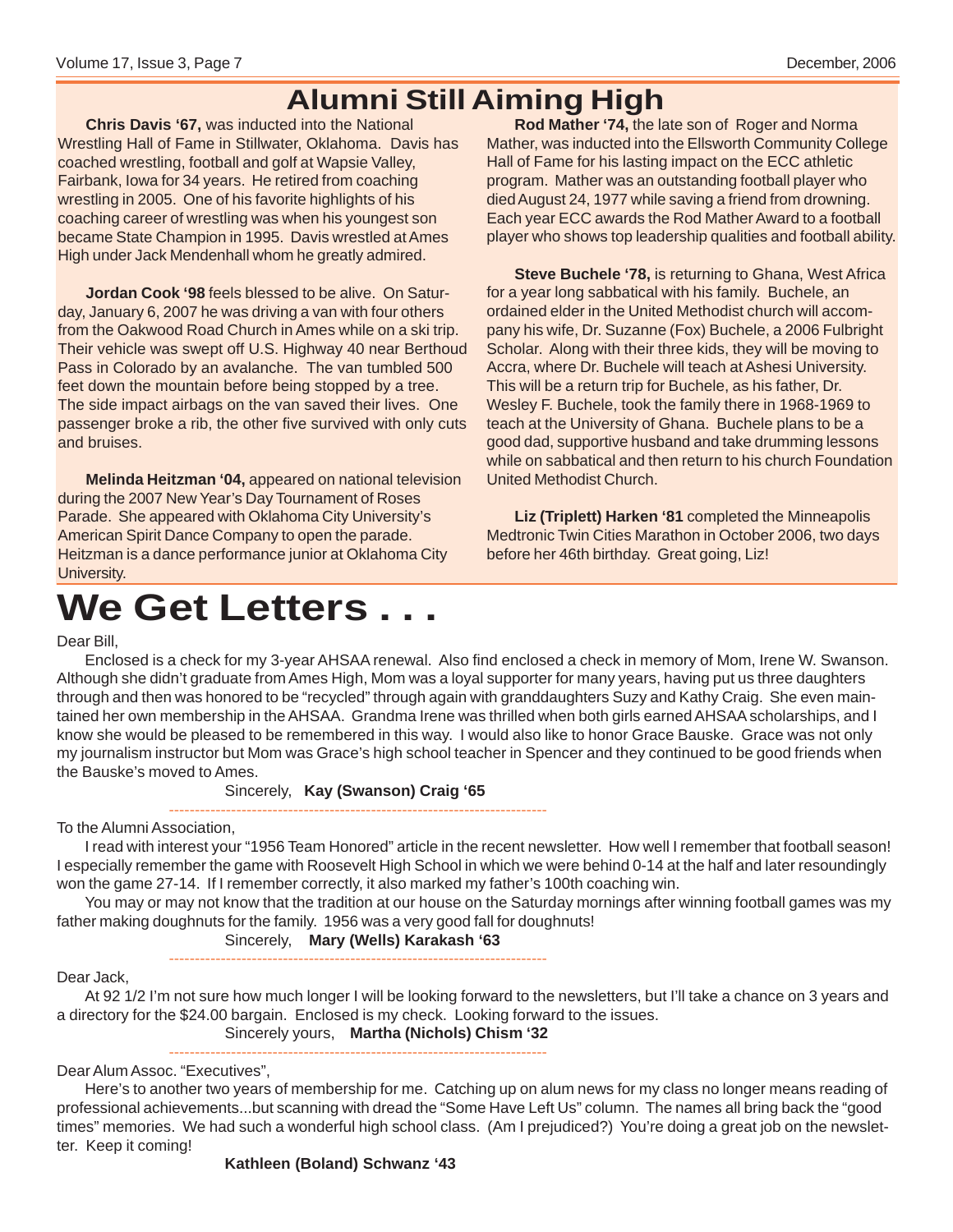# Alumni Still Aiming High

**Chris Davis '67,** was inducted into the National Wrestling Hall of Fame in Stillwater, Oklahoma. Davis has coached wrestling, football and golf at Wapsie Valley, Fairbank, Iowa for 34 years. He retired from coaching wrestling in 2005. One of his favorite highlights of his coaching career of wrestling was when his youngest son became State Champion in 1995. Davis wrestled at Ames High under Jack Mendenhall whom he greatly admired.

**Jordan Cook '98** feels blessed to be alive. On Saturday, January 6, 2007 he was driving a van with four others from the Oakwood Road Church in Ames while on a ski trip. Their vehicle was swept off U.S. Highway 40 near Berthoud Pass in Colorado by an avalanche. The van tumbled 500 feet down the mountain before being stopped by a tree. The side impact airbags on the van saved their lives. One passenger broke a rib, the other five survived with only cuts and bruises.

**Melinda Heitzman '04,** appeared on national television during the 2007 New Year's Day Tournament of Roses Parade. She appeared with Oklahoma City University's American Spirit Dance Company to open the parade. Heitzman is a dance performance junior at Oklahoma City University.

**Rod Mather '74,** the late son of Roger and Norma Mather, was inducted into the Ellsworth Community College Hall of Fame for his lasting impact on the ECC athletic program. Mather was an outstanding football player who died August 24, 1977 while saving a friend from drowning. Each year ECC awards the Rod Mather Award to a football player who shows top leadership qualities and football ability.

**Steve Buchele '78,** is returning to Ghana, West Africa for a year long sabbatical with his family. Buchele, an ordained elder in the United Methodist church will accompany his wife, Dr. Suzanne (Fox) Buchele, a 2006 Fulbright Scholar. Along with their three kids, they will be moving to Accra, where Dr. Buchele will teach at Ashesi University. This will be a return trip for Buchele, as his father, Dr. Wesley F. Buchele, took the family there in 1968-1969 to teach at the University of Ghana. Buchele plans to be a good dad, supportive husband and take drumming lessons while on sabbatical and then return to his church Foundation United Methodist Church.

**Liz (Triplett) Harken '81** completed the Minneapolis Medtronic Twin Cities Marathon in October 2006, two days before her 46th birthday. Great going, Liz!

# We Get Letters . . .

Dear Bill,

Enclosed is a check for my 3-year AHSAA renewal. Also find enclosed a check in memory of Mom, Irene W. Swanson. Although she didn't graduate from Ames High, Mom was a loyal supporter for many years, having put us three daughters through and then was honored to be "recycled" through again with granddaughters Suzy and Kathy Craig. She even maintained her own membership in the AHSAA. Grandma Irene was thrilled when both girls earned AHSAA scholarships, and I know she would be pleased to be remembered in this way. I would also like to honor Grace Bauske. Grace was not only my journalism instructor but Mom was Grace's high school teacher in Spencer and they continued to be good friends when the Bauske's moved to Ames.

Sincerely, **Kay (Swanson) Craig '65**

---

To the Alumni Association,

I read with interest your "1956 Team Honored" article in the recent newsletter. How well I remember that football season! I especially remember the game with Roosevelt High School in which we were behind 0-14 at the half and later resoundingly won the game 27-14. If I remember correctly, it also marked my father's 100th coaching win.

You may or may not know that the tradition at our house on the Saturday mornings after winning football games was my father making doughnuts for the family. 1956 was a very good fall for doughnuts!

Sincerely, **Mary (Wells) Karakash '63**

---

Dear Jack,

At 92 1/2 I'm not sure how much longer I will be looking forward to the newsletters, but I'll take a chance on 3 years and a directory for the $24.00 bargain. Enclosed is my check. Looking forward to the issues.

Sincerely yours, **Martha (Nichols) Chism '32**

---

Dear Alum Assoc. "Executives",

Here's to another two years of membership for me. Catching up on alum news for my class no longer means reading of professional achievements...but scanning with dread the "Some Have Left Us" column. The names all bring back the "good times" memories. We had such a wonderful high school class. (Am I prejudiced?) You're doing a great job on the newsletter. Keep it coming!

**Kathleen (Boland) Schwanz '43**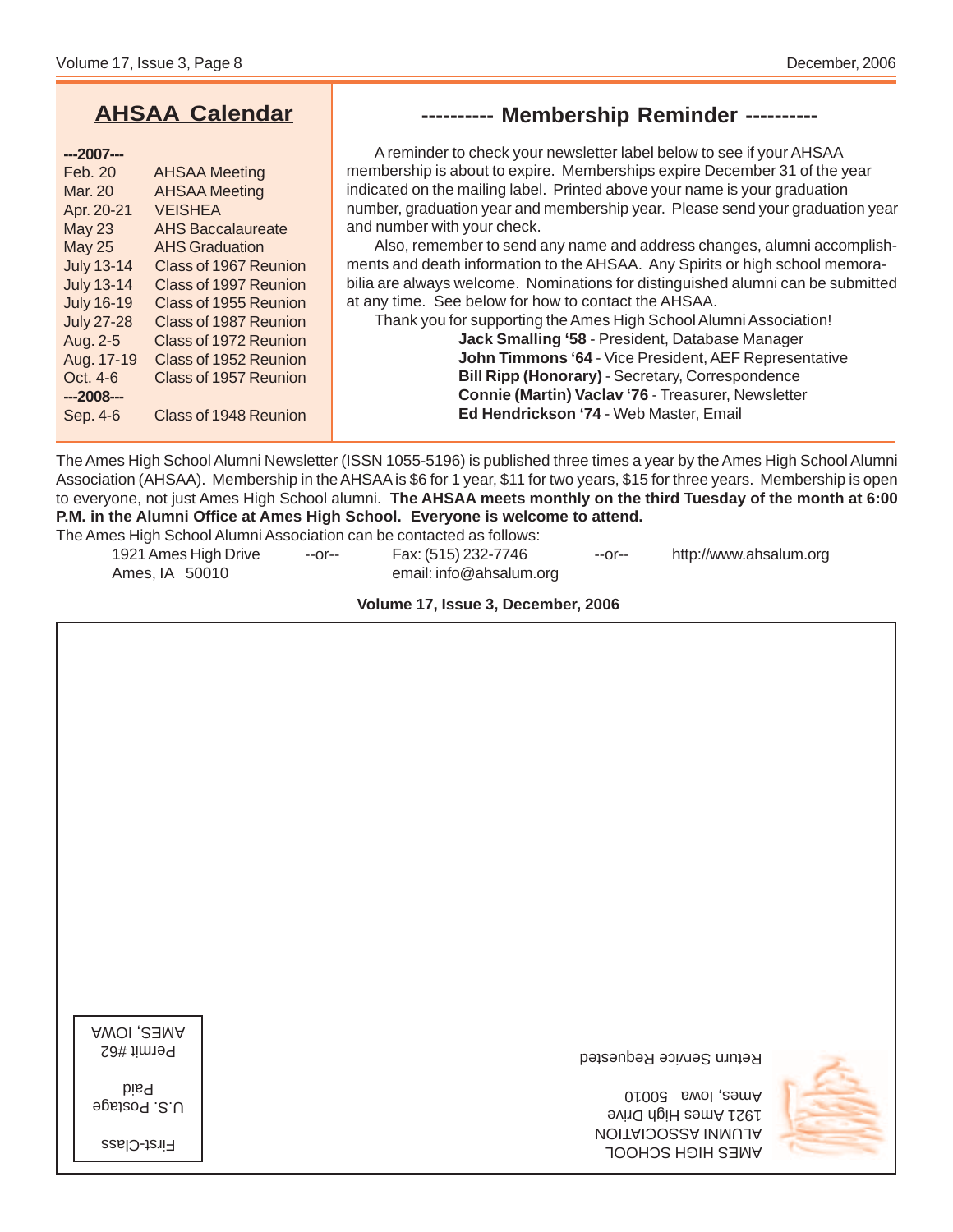## AHSAA Calendar

| | |
|---|---|
| **---2007---** | |
| Feb. 20 | AHSAA Meeting |
| Mar. 20 | AHSAA Meeting |
| Apr. 20-21 | VEISHEA |
| May 23 | AHS Baccalaureate |
| May 25 | AHS Graduation |
| July 13-14 | Class of 1967 Reunion |
| July 13-14 | Class of 1997 Reunion |
| July 16-19 | Class of 1955 Reunion |
| July 27-28 | Class of 1987 Reunion |
| Aug. 2-5 | Class of 1972 Reunion |
| Aug. 17-19 | Class of 1952 Reunion |
| Oct. 4-6 | Class of 1957 Reunion |
| **---2008---** | |
| Sep. 4-6 | Class of 1948 Reunion |

## ---------- Membership Reminder ----------

A reminder to check your newsletter label below to see if your AHSAA membership is about to expire. Memberships expire December 31 of the year indicated on the mailing label. Printed above your name is your graduation number, graduation year and membership year. Please send your graduation year and number with your check.

Also, remember to send any name and address changes, alumni accomplishments and death information to the AHSAA. Any Spirits or high school memorabilia are always welcome. Nominations for distinguished alumni can be submitted at any time. See below for how to contact the AHSAA.

Thank you for supporting the Ames High School Alumni Association!

**Jack Smalling '58** - President, Database Manager
**John Timmons '64** - Vice President, AEF Representative
**Bill Ripp (Honorary)** - Secretary, Correspondence
**Connie (Martin) Vaclav '76** - Treasurer, Newsletter
**Ed Hendrickson '74** - Web Master, Email

The Ames High School Alumni Newsletter (ISSN 1055-5196) is published three times a year by the Ames High School Alumni Association (AHSAA). Membership in the AHSAA is $6 for 1 year, $11 for two years, $15 for three years. Membership is open to everyone, not just Ames High School alumni. **The AHSAA meets monthly on the third Tuesday of the month at 6:00 P.M. in the Alumni Office at Ames High School. Everyone is welcome to attend.**

The Ames High School Alumni Association can be contacted as follows:

1921 Ames High Drive
Ames, IA 50010
--or--
Fax: (515) 232-7746
email: info@ahsalum.org
--or--
http://www.ahsalum.org

**Volume 17, Issue 3, December, 2006**

AMES HIGH SCHOOL
ALUMNI ASSOCIATION
1921 Ames High Drive
Ames, Iowa 50010

Return Service Requested

First-Class
U.S. Postage
Paid
Permit #62
AMES, IOWA